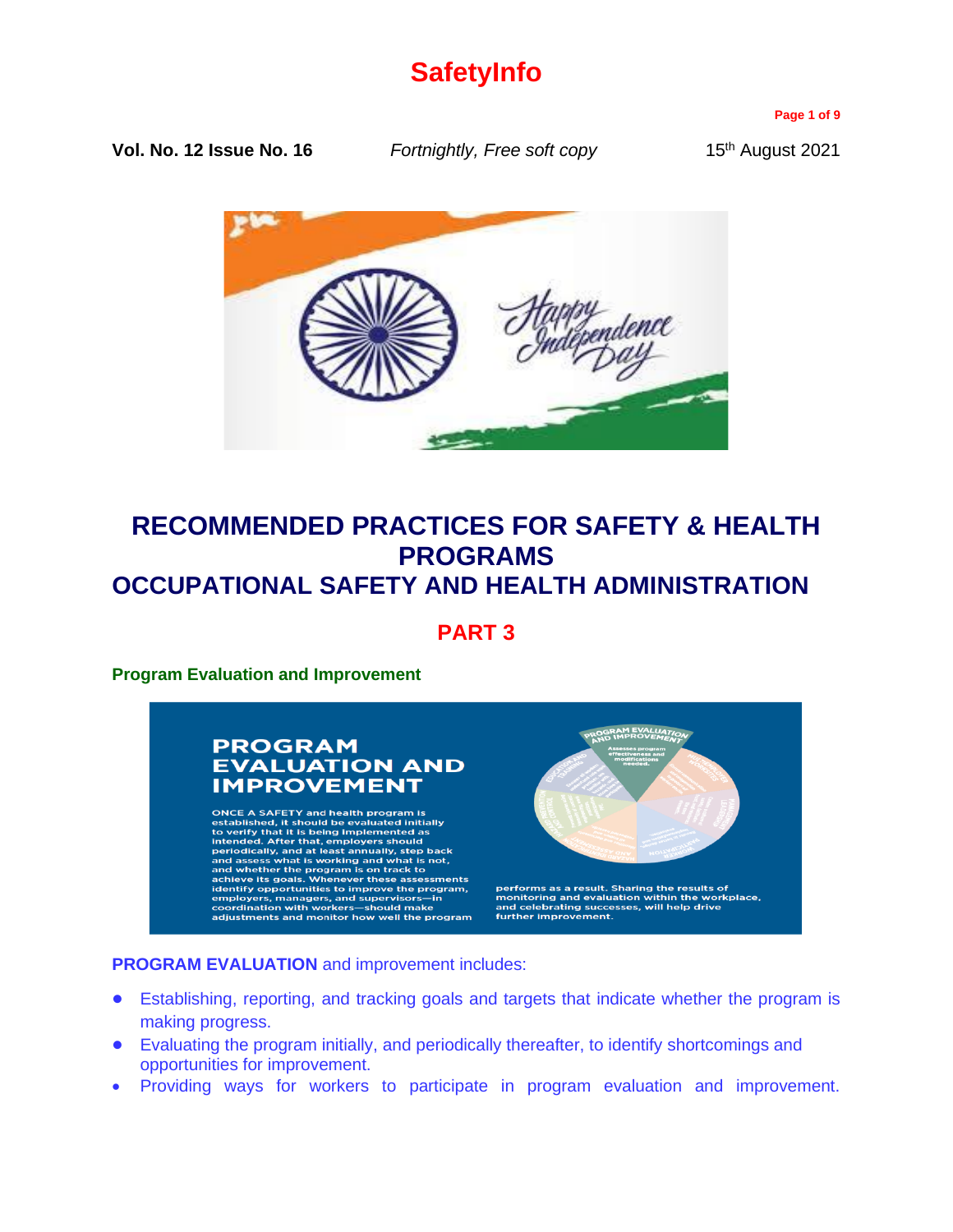# SafetyInfo

**Vol. No. 12 Issue No. 16** *Fortnightly, Free soft copy* 15th August 2021

# RECOMMENDED PRACTICES FOR SAFETY & HEALTH PROGRAMS
# OCCUPATIONAL SAFETY AND HEALTH ADMINISTRATION

## PART 3

### Program Evaluation and Improvement

**PROGRAM EVALUATION AND IMPROVEMENT**

ONCE A SAFETY and health program is established, it should be evaluated initially to verify that it is being implemented as intended. After that, employers should periodically, and at least annually, step back and assess what is working and what is not, and whether the program is on track to achieve its goals. Whenever these assessments identify opportunities to improve the program, employers, managers, and supervisors—in coordination with workers—should make adjustments and monitor how well the program performs as a result. Sharing the results of monitoring and evaluation within the workplace, and celebrating successes, will help drive further improvement.

**PROGRAM EVALUATION** and improvement includes:

- Establishing, reporting, and tracking goals and targets that indicate whether the program is making progress.
- Evaluating the program initially, and periodically thereafter, to identify shortcomings and opportunities for improvement.
- Providing ways for workers to participate in program evaluation and improvement.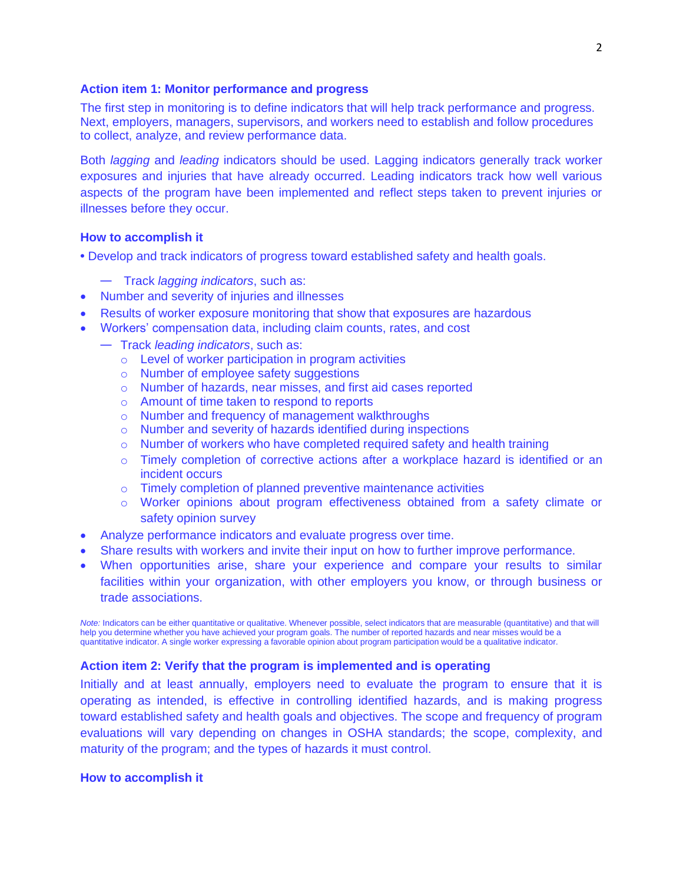### Action item 1: Monitor performance and progress

The first step in monitoring is to define indicators that will help track performance and progress. Next, employers, managers, supervisors, and workers need to establish and follow procedures to collect, analyze, and review performance data.

Both *lagging* and *leading* indicators should be used. Lagging indicators generally track worker exposures and injuries that have already occurred. Leading indicators track how well various aspects of the program have been implemented and reflect steps taken to prevent injuries or illnesses before they occur.

### How to accomplish it

- Develop and track indicators of progress toward established safety and health goals.
  - — Track *lagging indicators*, such as:
- Number and severity of injuries and illnesses
- Results of worker exposure monitoring that show that exposures are hazardous
- Workers' compensation data, including claim counts, rates, and cost
  - — Track *leading indicators*, such as:
    - Level of worker participation in program activities
    - Number of employee safety suggestions
    - Number of hazards, near misses, and first aid cases reported
    - Amount of time taken to respond to reports
    - Number and frequency of management walkthroughs
    - Number and severity of hazards identified during inspections
    - Number of workers who have completed required safety and health training
    - Timely completion of corrective actions after a workplace hazard is identified or an incident occurs
    - Timely completion of planned preventive maintenance activities
    - Worker opinions about program effectiveness obtained from a safety climate or safety opinion survey
- Analyze performance indicators and evaluate progress over time.
- Share results with workers and invite their input on how to further improve performance.
- When opportunities arise, share your experience and compare your results to similar facilities within your organization, with other employers you know, or through business or trade associations.

*Note:* Indicators can be either quantitative or qualitative. Whenever possible, select indicators that are measurable (quantitative) and that will help you determine whether you have achieved your program goals. The number of reported hazards and near misses would be a quantitative indicator. A single worker expressing a favorable opinion about program participation would be a qualitative indicator.

### Action item 2: Verify that the program is implemented and is operating

Initially and at least annually, employers need to evaluate the program to ensure that it is operating as intended, is effective in controlling identified hazards, and is making progress toward established safety and health goals and objectives. The scope and frequency of program evaluations will vary depending on changes in OSHA standards; the scope, complexity, and maturity of the program; and the types of hazards it must control.

### How to accomplish it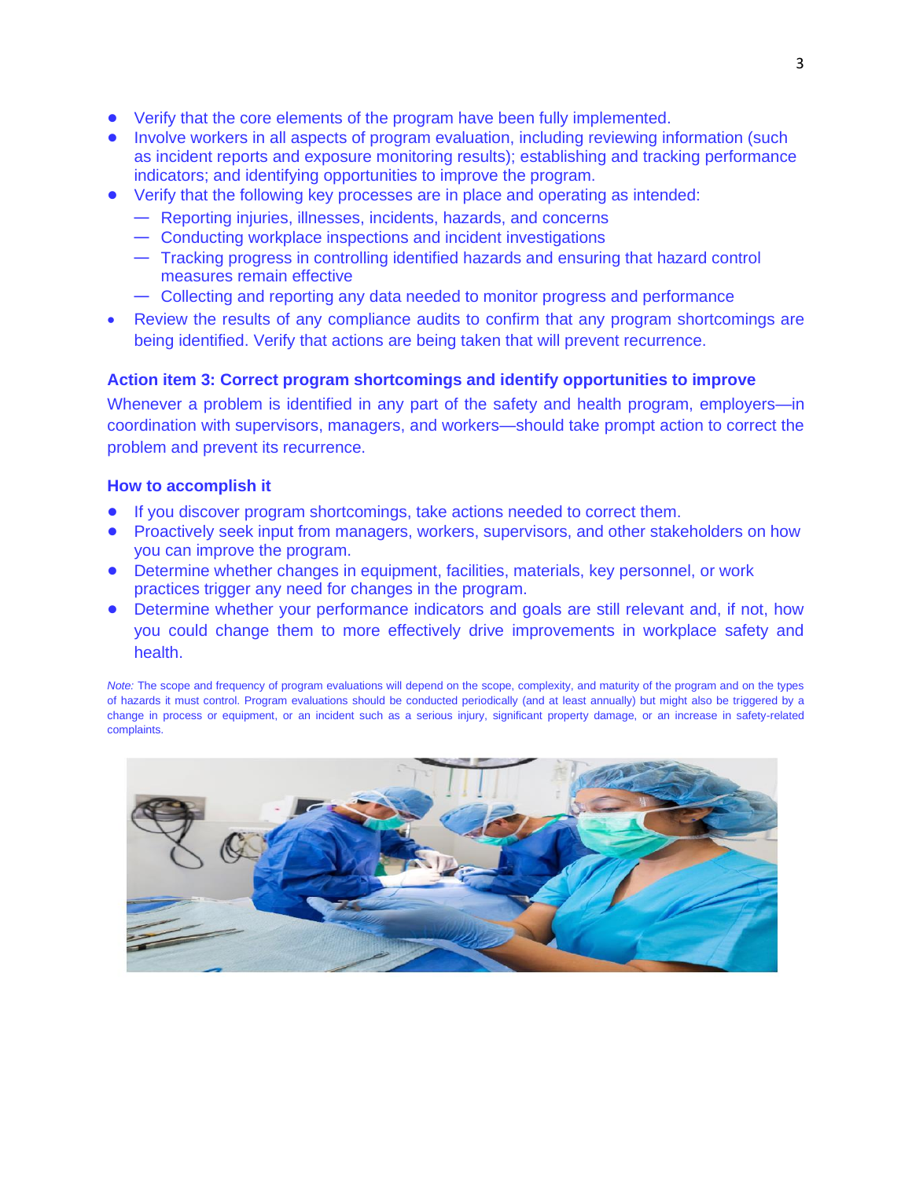- Verify that the core elements of the program have been fully implemented.
- Involve workers in all aspects of program evaluation, including reviewing information (such as incident reports and exposure monitoring results); establishing and tracking performance indicators; and identifying opportunities to improve the program.
- Verify that the following key processes are in place and operating as intended:
  - Reporting injuries, illnesses, incidents, hazards, and concerns
  - Conducting workplace inspections and incident investigations
  - Tracking progress in controlling identified hazards and ensuring that hazard control measures remain effective
  - Collecting and reporting any data needed to monitor progress and performance
- Review the results of any compliance audits to confirm that any program shortcomings are being identified. Verify that actions are being taken that will prevent recurrence.

### Action item 3: Correct program shortcomings and identify opportunities to improve

Whenever a problem is identified in any part of the safety and health program, employers—in coordination with supervisors, managers, and workers—should take prompt action to correct the problem and prevent its recurrence.

### How to accomplish it

- If you discover program shortcomings, take actions needed to correct them.
- Proactively seek input from managers, workers, supervisors, and other stakeholders on how you can improve the program.
- Determine whether changes in equipment, facilities, materials, key personnel, or work practices trigger any need for changes in the program.
- Determine whether your performance indicators and goals are still relevant and, if not, how you could change them to more effectively drive improvements in workplace safety and health.

*Note:* The scope and frequency of program evaluations will depend on the scope, complexity, and maturity of the program and on the types of hazards it must control. Program evaluations should be conducted periodically (and at least annually) but might also be triggered by a change in process or equipment, or an incident such as a serious injury, significant property damage, or an increase in safety-related complaints.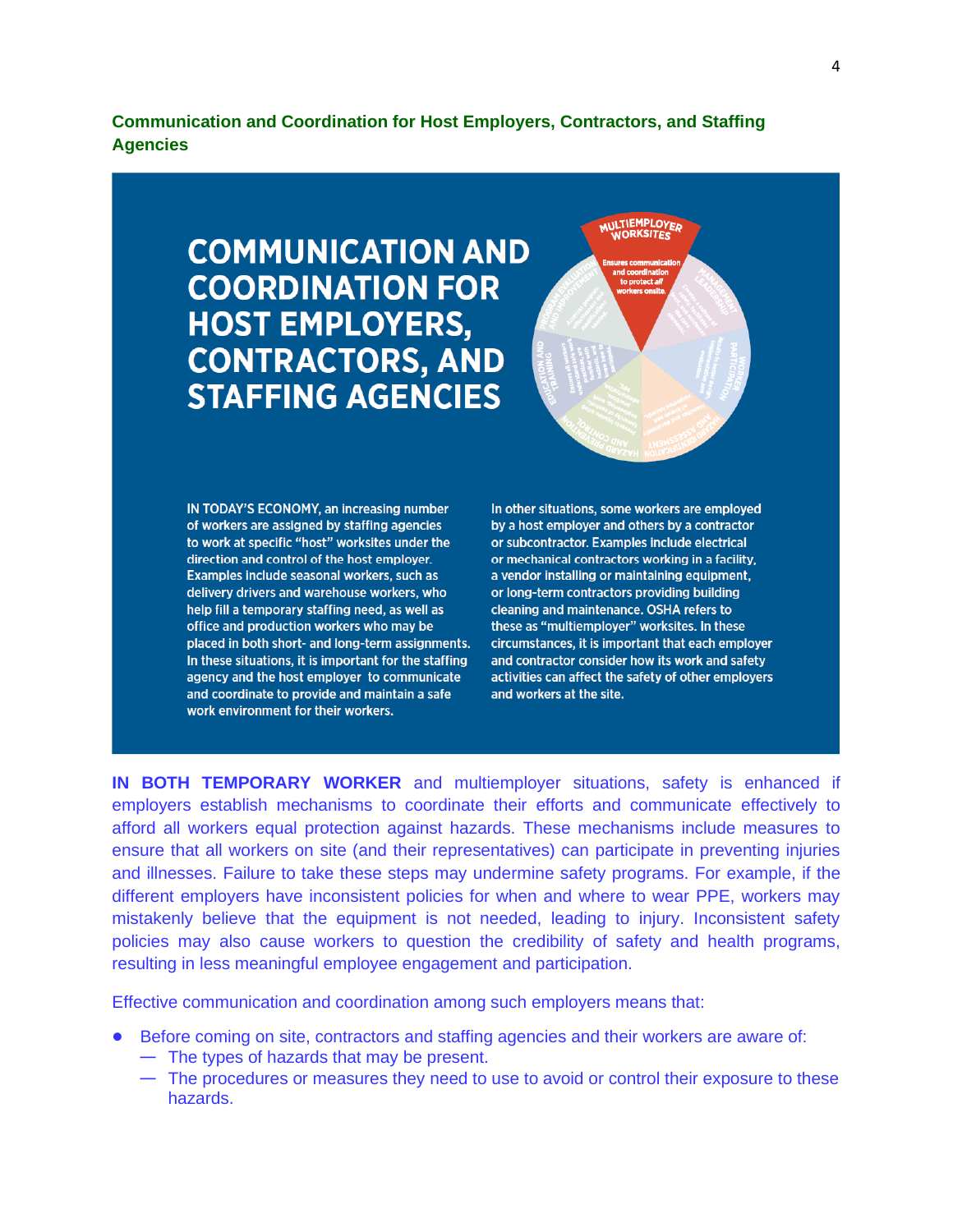## Communication and Coordination for Host Employers, Contractors, and Staffing Agencies

# COMMUNICATION AND COORDINATION FOR HOST EMPLOYERS, CONTRACTORS, AND STAFFING AGENCIES

IN TODAY'S ECONOMY, an increasing number of workers are assigned by staffing agencies to work at specific "host" worksites under the direction and control of the host employer. Examples include seasonal workers, such as delivery drivers and warehouse workers, who help fill a temporary staffing need, as well as office and production workers who may be placed in both short- and long-term assignments. In these situations, it is important for the staffing agency and the host employer to communicate and coordinate to provide and maintain a safe work environment for their workers.

In other situations, some workers are employed by a host employer and others by a contractor or subcontractor. Examples include electrical or mechanical contractors working in a facility, a vendor installing or maintaining equipment, or long-term contractors providing building cleaning and maintenance. OSHA refers to these as "multiemployer" worksites. In these circumstances, it is important that each employer and contractor consider how its work and safety activities can affect the safety of other employers and workers at the site.

**IN BOTH TEMPORARY WORKER** and multiemployer situations, safety is enhanced if employers establish mechanisms to coordinate their efforts and communicate effectively to afford all workers equal protection against hazards. These mechanisms include measures to ensure that all workers on site (and their representatives) can participate in preventing injuries and illnesses. Failure to take these steps may undermine safety programs. For example, if the different employers have inconsistent policies for when and where to wear PPE, workers may mistakenly believe that the equipment is not needed, leading to injury. Inconsistent safety policies may also cause workers to question the credibility of safety and health programs, resulting in less meaningful employee engagement and participation.

Effective communication and coordination among such employers means that:

- Before coming on site, contractors and staffing agencies and their workers are aware of:
  - The types of hazards that may be present.
  - The procedures or measures they need to use to avoid or control their exposure to these hazards.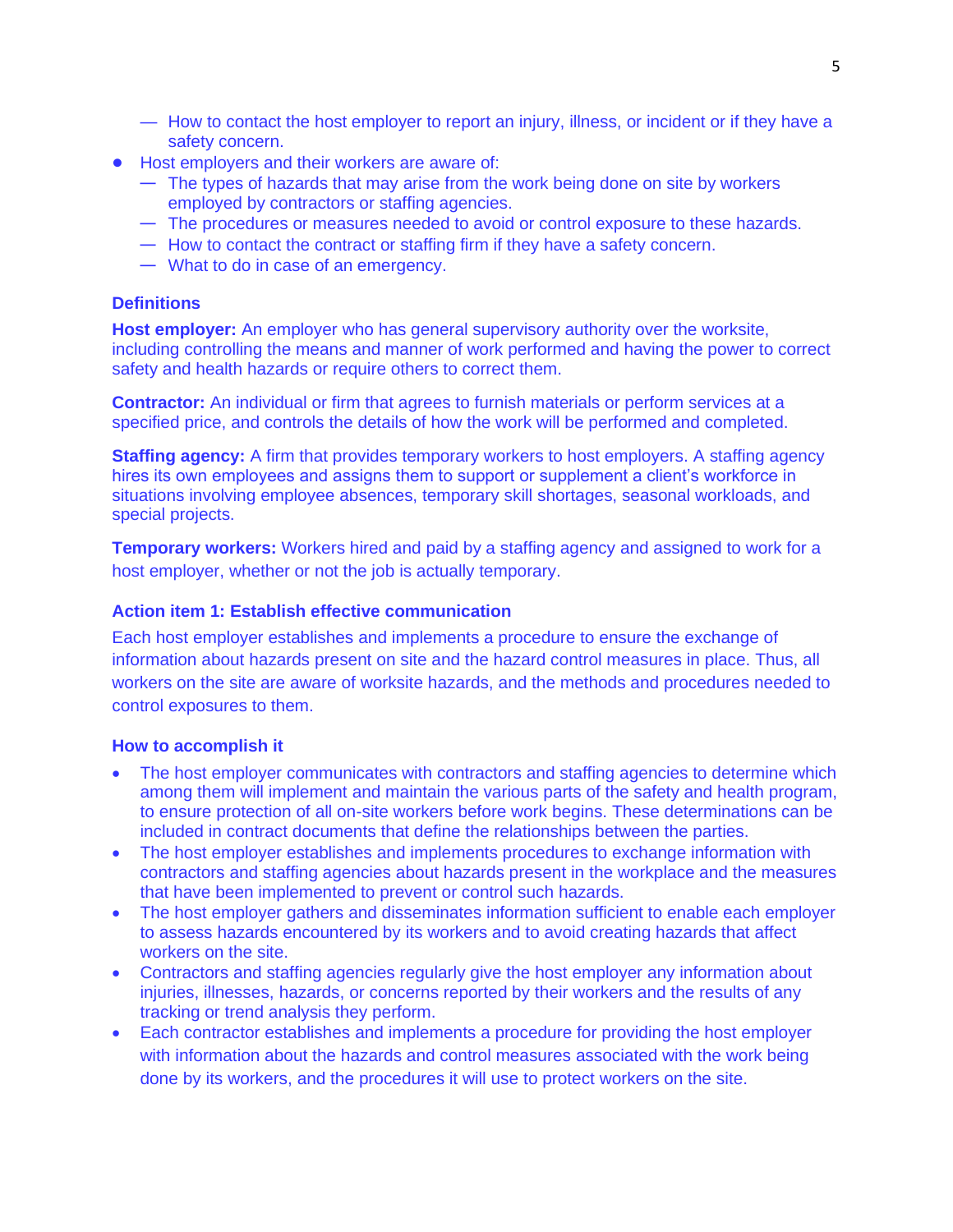- How to contact the host employer to report an injury, illness, or incident or if they have a safety concern.
- Host employers and their workers are aware of:
  - The types of hazards that may arise from the work being done on site by workers employed by contractors or staffing agencies.
  - The procedures or measures needed to avoid or control exposure to these hazards.
  - How to contact the contract or staffing firm if they have a safety concern.
  - What to do in case of an emergency.

### Definitions

**Host employer:** An employer who has general supervisory authority over the worksite, including controlling the means and manner of work performed and having the power to correct safety and health hazards or require others to correct them.

**Contractor:** An individual or firm that agrees to furnish materials or perform services at a specified price, and controls the details of how the work will be performed and completed.

**Staffing agency:** A firm that provides temporary workers to host employers. A staffing agency hires its own employees and assigns them to support or supplement a client's workforce in situations involving employee absences, temporary skill shortages, seasonal workloads, and special projects.

**Temporary workers:** Workers hired and paid by a staffing agency and assigned to work for a host employer, whether or not the job is actually temporary.

### Action item 1: Establish effective communication

Each host employer establishes and implements a procedure to ensure the exchange of information about hazards present on site and the hazard control measures in place. Thus, all workers on the site are aware of worksite hazards, and the methods and procedures needed to control exposures to them.

### How to accomplish it

- The host employer communicates with contractors and staffing agencies to determine which among them will implement and maintain the various parts of the safety and health program, to ensure protection of all on-site workers before work begins. These determinations can be included in contract documents that define the relationships between the parties.
- The host employer establishes and implements procedures to exchange information with contractors and staffing agencies about hazards present in the workplace and the measures that have been implemented to prevent or control such hazards.
- The host employer gathers and disseminates information sufficient to enable each employer to assess hazards encountered by its workers and to avoid creating hazards that affect workers on the site.
- Contractors and staffing agencies regularly give the host employer any information about injuries, illnesses, hazards, or concerns reported by their workers and the results of any tracking or trend analysis they perform.
- Each contractor establishes and implements a procedure for providing the host employer with information about the hazards and control measures associated with the work being done by its workers, and the procedures it will use to protect workers on the site.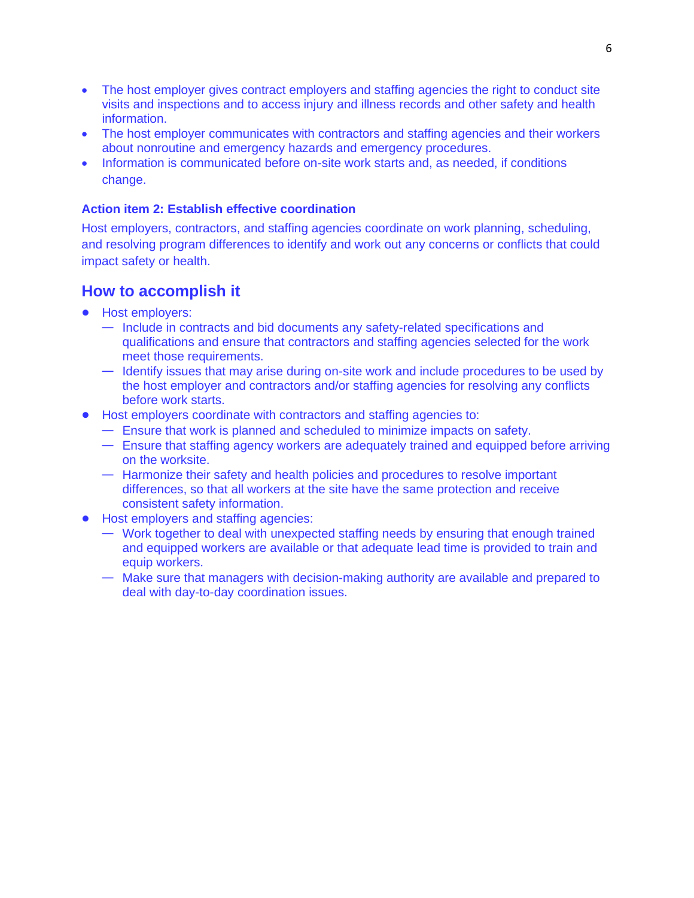- The host employer gives contract employers and staffing agencies the right to conduct site visits and inspections and to access injury and illness records and other safety and health information.
- The host employer communicates with contractors and staffing agencies and their workers about nonroutine and emergency hazards and emergency procedures.
- Information is communicated before on-site work starts and, as needed, if conditions change.

### Action item 2: Establish effective coordination

Host employers, contractors, and staffing agencies coordinate on work planning, scheduling, and resolving program differences to identify and work out any concerns or conflicts that could impact safety or health.

## How to accomplish it

- Host employers:
  - Include in contracts and bid documents any safety-related specifications and qualifications and ensure that contractors and staffing agencies selected for the work meet those requirements.
  - Identify issues that may arise during on-site work and include procedures to be used by the host employer and contractors and/or staffing agencies for resolving any conflicts before work starts.
- Host employers coordinate with contractors and staffing agencies to:
  - Ensure that work is planned and scheduled to minimize impacts on safety.
  - Ensure that staffing agency workers are adequately trained and equipped before arriving on the worksite.
  - Harmonize their safety and health policies and procedures to resolve important differences, so that all workers at the site have the same protection and receive consistent safety information.
- Host employers and staffing agencies:
  - Work together to deal with unexpected staffing needs by ensuring that enough trained and equipped workers are available or that adequate lead time is provided to train and equip workers.
  - Make sure that managers with decision-making authority are available and prepared to deal with day-to-day coordination issues.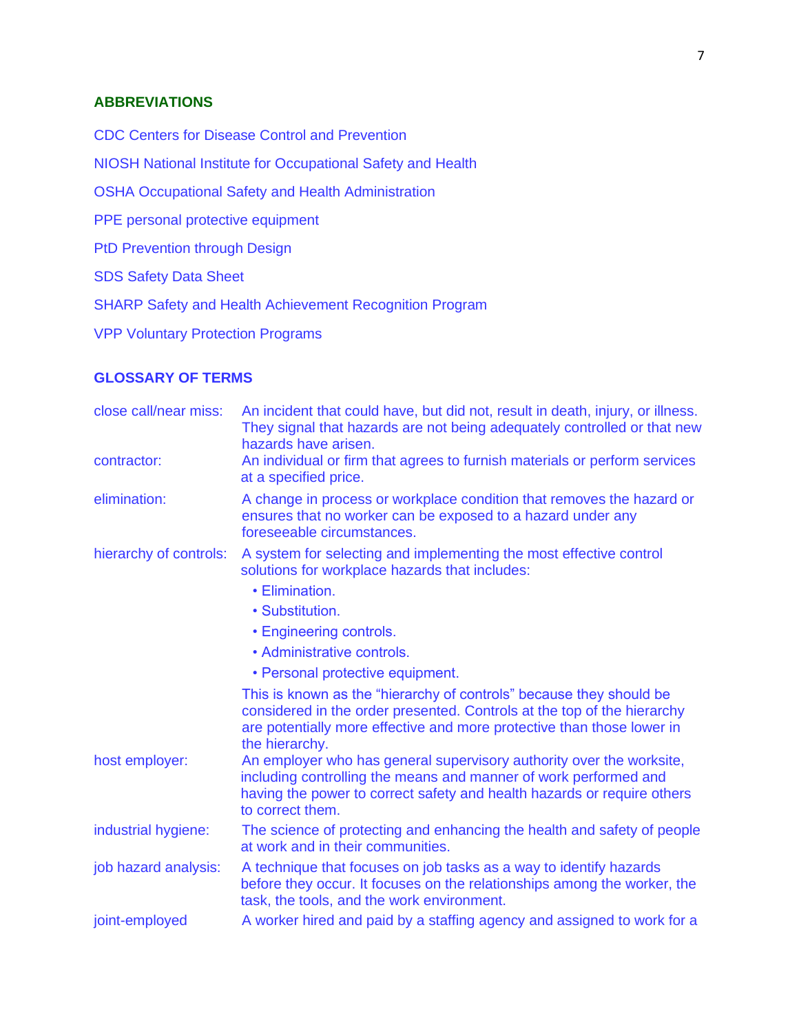## ABBREVIATIONS

CDC Centers for Disease Control and Prevention

NIOSH National Institute for Occupational Safety and Health

OSHA Occupational Safety and Health Administration

PPE personal protective equipment

PtD Prevention through Design

SDS Safety Data Sheet

SHARP Safety and Health Achievement Recognition Program

VPP Voluntary Protection Programs

## GLOSSARY OF TERMS

**close call/near miss:** An incident that could have, but did not, result in death, injury, or illness. They signal that hazards are not being adequately controlled or that new hazards have arisen.

**contractor:** An individual or firm that agrees to furnish materials or perform services at a specified price.

**elimination:** A change in process or workplace condition that removes the hazard or ensures that no worker can be exposed to a hazard under any foreseeable circumstances.

**hierarchy of controls:** A system for selecting and implementing the most effective control solutions for workplace hazards that includes:

- Elimination.
- Substitution.
- Engineering controls.
- Administrative controls.
- Personal protective equipment.

This is known as the "hierarchy of controls" because they should be considered in the order presented. Controls at the top of the hierarchy are potentially more effective and more protective than those lower in the hierarchy.

**host employer:** An employer who has general supervisory authority over the worksite, including controlling the means and manner of work performed and having the power to correct safety and health hazards or require others to correct them.

**industrial hygiene:** The science of protecting and enhancing the health and safety of people at work and in their communities.

**job hazard analysis:** A technique that focuses on job tasks as a way to identify hazards before they occur. It focuses on the relationships among the worker, the task, the tools, and the work environment.

**joint-employed** A worker hired and paid by a staffing agency and assigned to work for a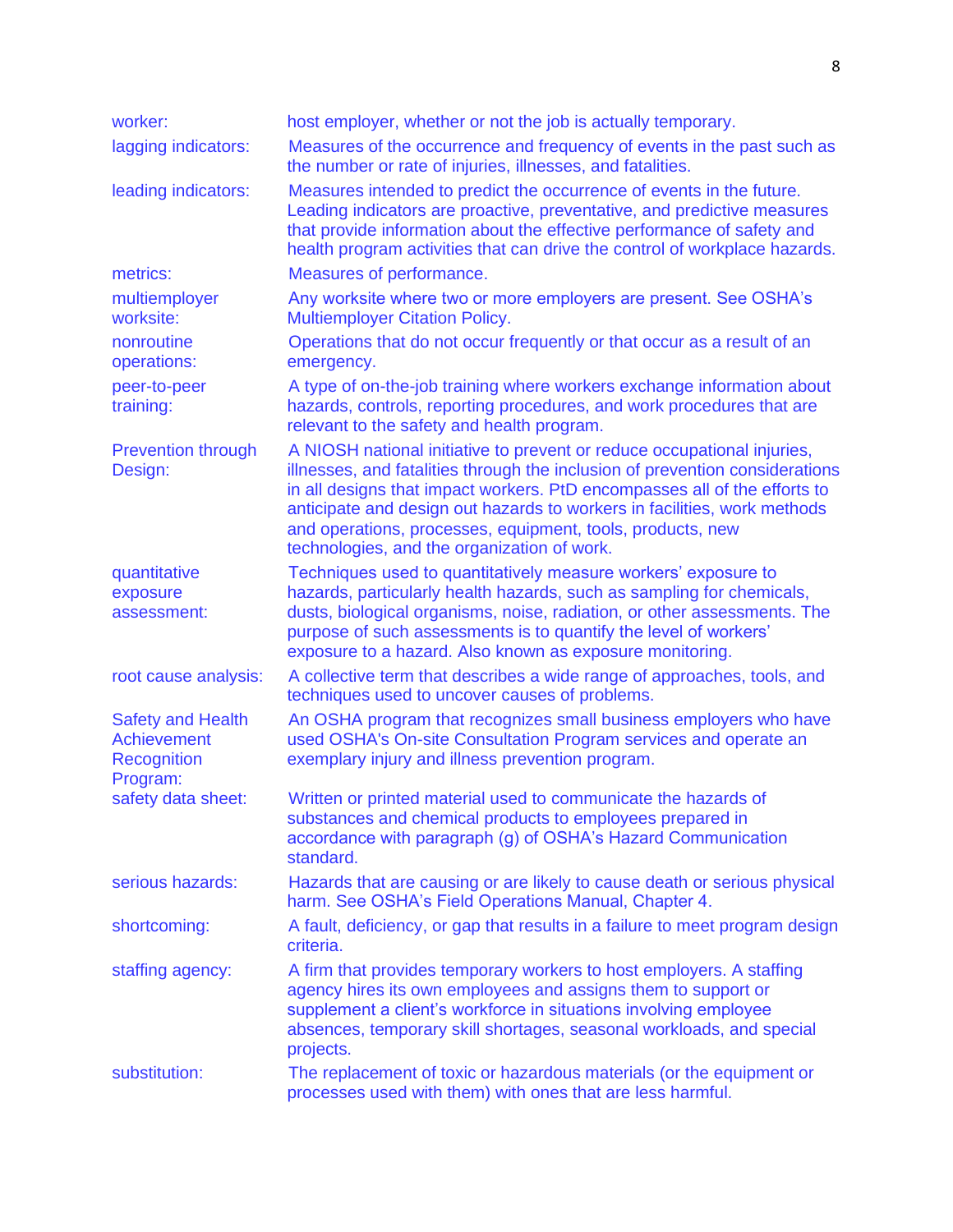| | |
|---|---|
| worker: | host employer, whether or not the job is actually temporary. |
| lagging indicators: | Measures of the occurrence and frequency of events in the past such as the number or rate of injuries, illnesses, and fatalities. |
| leading indicators: | Measures intended to predict the occurrence of events in the future. Leading indicators are proactive, preventative, and predictive measures that provide information about the effective performance of safety and health program activities that can drive the control of workplace hazards. |
| metrics: | Measures of performance. |
| multiemployer worksite: | Any worksite where two or more employers are present. See OSHA's Multiemployer Citation Policy. |
| nonroutine operations: | Operations that do not occur frequently or that occur as a result of an emergency. |
| peer-to-peer training: | A type of on-the-job training where workers exchange information about hazards, controls, reporting procedures, and work procedures that are relevant to the safety and health program. |
| Prevention through Design: | A NIOSH national initiative to prevent or reduce occupational injuries, illnesses, and fatalities through the inclusion of prevention considerations in all designs that impact workers. PtD encompasses all of the efforts to anticipate and design out hazards to workers in facilities, work methods and operations, processes, equipment, tools, products, new technologies, and the organization of work. |
| quantitative exposure assessment: | Techniques used to quantitatively measure workers' exposure to hazards, particularly health hazards, such as sampling for chemicals, dusts, biological organisms, noise, radiation, or other assessments. The purpose of such assessments is to quantify the level of workers' exposure to a hazard. Also known as exposure monitoring. |
| root cause analysis: | A collective term that describes a wide range of approaches, tools, and techniques used to uncover causes of problems. |
| Safety and Health Achievement Recognition Program: | An OSHA program that recognizes small business employers who have used OSHA's On-site Consultation Program services and operate an exemplary injury and illness prevention program. |
| safety data sheet: | Written or printed material used to communicate the hazards of substances and chemical products to employees prepared in accordance with paragraph (g) of OSHA's Hazard Communication standard. |
| serious hazards: | Hazards that are causing or are likely to cause death or serious physical harm. See OSHA's Field Operations Manual, Chapter 4. |
| shortcoming: | A fault, deficiency, or gap that results in a failure to meet program design criteria. |
| staffing agency: | A firm that provides temporary workers to host employers. A staffing agency hires its own employees and assigns them to support or supplement a client's workforce in situations involving employee absences, temporary skill shortages, seasonal workloads, and special projects. |
| substitution: | The replacement of toxic or hazardous materials (or the equipment or processes used with them) with ones that are less harmful. |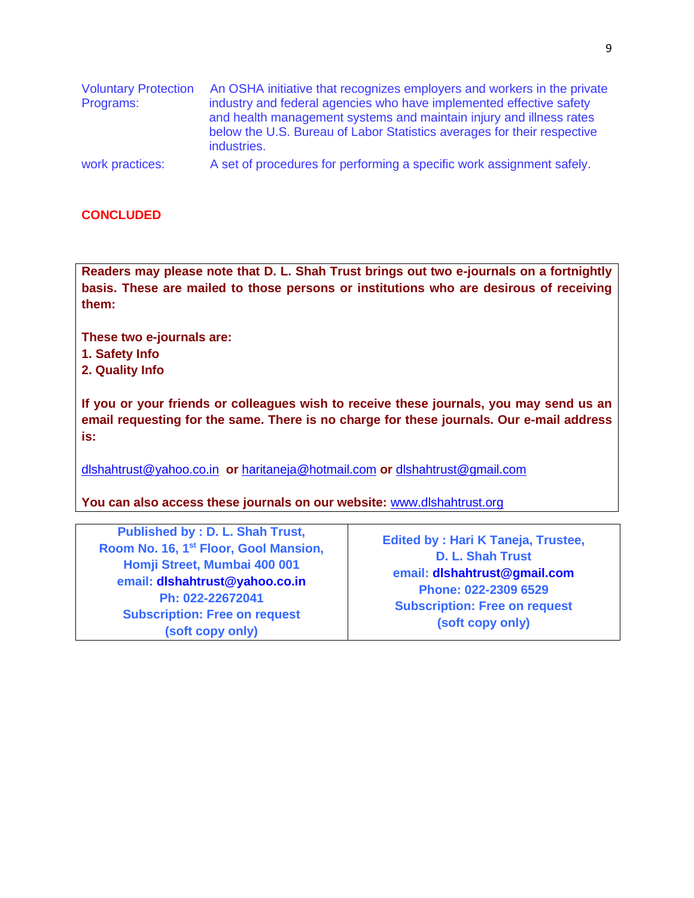| | |
|---|---|
| Voluntary Protection Programs: | An OSHA initiative that recognizes employers and workers in the private industry and federal agencies who have implemented effective safety and health management systems and maintain injury and illness rates below the U.S. Bureau of Labor Statistics averages for their respective industries. |
| work practices: | A set of procedures for performing a specific work assignment safely. |

**CONCLUDED**

**Readers may please note that D. L. Shah Trust brings out two e-journals on a fortnightly basis. These are mailed to those persons or institutions who are desirous of receiving them:**

**These two e-journals are:**
**1. Safety Info**
**2. Quality Info**

**If you or your friends or colleagues wish to receive these journals, you may send us an email requesting for the same. There is no charge for these journals. Our e-mail address is:**

dlshahtrust@yahoo.co.in **or** haritaneja@hotmail.com **or** dlshahtrust@gmail.com

**You can also access these journals on our website:** www.dlshahtrust.org

| | |
|---|---|
| **Published by : D. L. Shah Trust, Room No. 16, 1st Floor, Gool Mansion, Homji Street, Mumbai 400 001 email: dlshahtrust@yahoo.co.in Ph: 022-22672041 Subscription: Free on request (soft copy only)** | **Edited by : Hari K Taneja, Trustee, D. L. Shah Trust email: dlshahtrust@gmail.com Phone: 022-2309 6529 Subscription: Free on request (soft copy only)** |